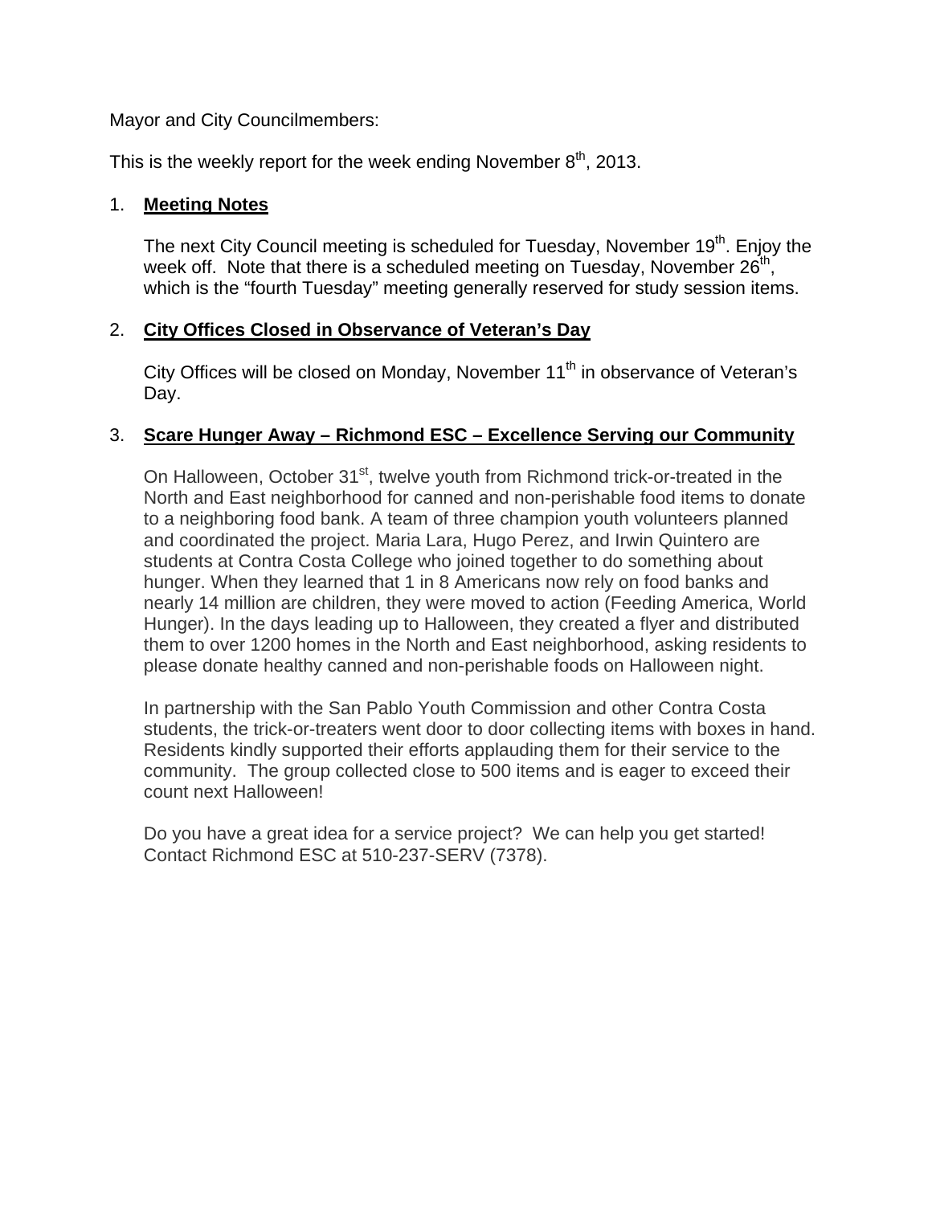Mayor and City Councilmembers:

This is the weekly report for the week ending November 8th, 2013.

1. **Meeting Notes**

   The next City Council meeting is scheduled for Tuesday, November 19th. Enjoy the week off. Note that there is a scheduled meeting on Tuesday, November 26th, which is the "fourth Tuesday" meeting generally reserved for study session items.

2. **City Offices Closed in Observance of Veteran's Day**

   City Offices will be closed on Monday, November 11th in observance of Veteran's Day.

3. **Scare Hunger Away – Richmond ESC – Excellence Serving our Community**

   On Halloween, October 31st, twelve youth from Richmond trick-or-treated in the North and East neighborhood for canned and non-perishable food items to donate to a neighboring food bank. A team of three champion youth volunteers planned and coordinated the project. Maria Lara, Hugo Perez, and Irwin Quintero are students at Contra Costa College who joined together to do something about hunger. When they learned that 1 in 8 Americans now rely on food banks and nearly 14 million are children, they were moved to action (Feeding America, World Hunger). In the days leading up to Halloween, they created a flyer and distributed them to over 1200 homes in the North and East neighborhood, asking residents to please donate healthy canned and non-perishable foods on Halloween night.

   In partnership with the San Pablo Youth Commission and other Contra Costa students, the trick-or-treaters went door to door collecting items with boxes in hand. Residents kindly supported their efforts applauding them for their service to the community. The group collected close to 500 items and is eager to exceed their count next Halloween!

   Do you have a great idea for a service project? We can help you get started! Contact Richmond ESC at 510-237-SERV (7378).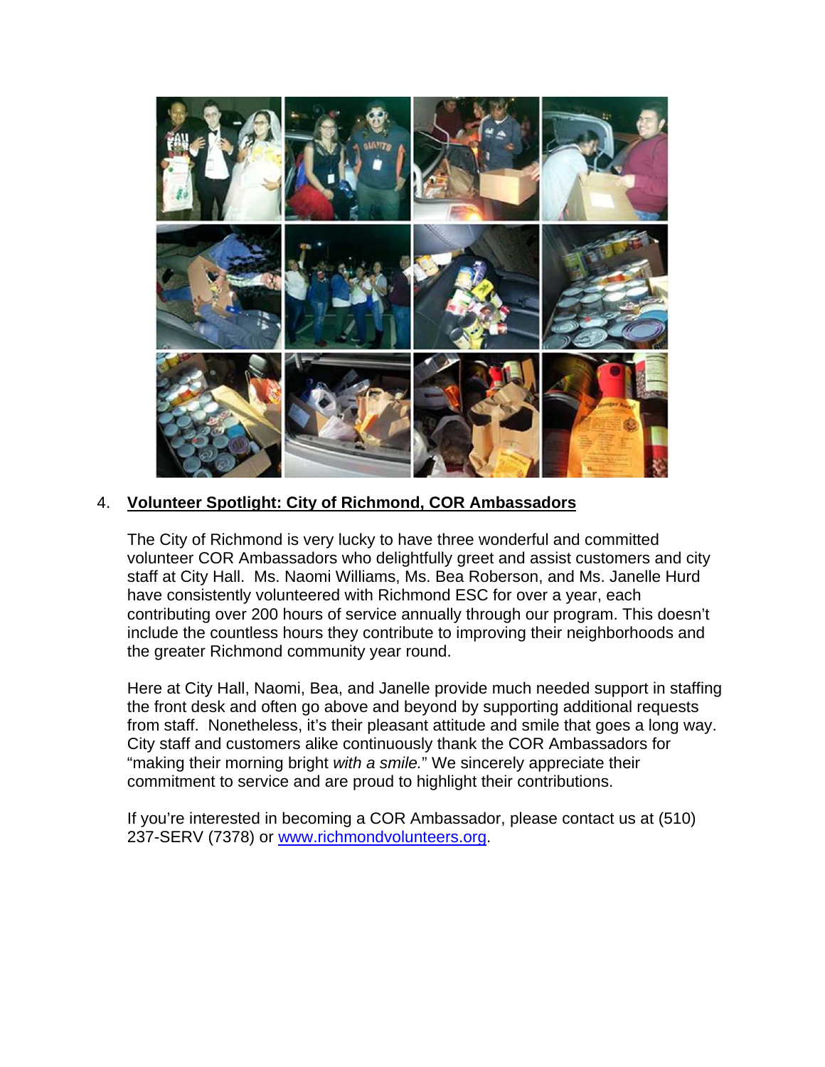4. **Volunteer Spotlight: City of Richmond, COR Ambassadors**

The City of Richmond is very lucky to have three wonderful and committed volunteer COR Ambassadors who delightfully greet and assist customers and city staff at City Hall. Ms. Naomi Williams, Ms. Bea Roberson, and Ms. Janelle Hurd have consistently volunteered with Richmond ESC for over a year, each contributing over 200 hours of service annually through our program. This doesn't include the countless hours they contribute to improving their neighborhoods and the greater Richmond community year round.

Here at City Hall, Naomi, Bea, and Janelle provide much needed support in staffing the front desk and often go above and beyond by supporting additional requests from staff. Nonetheless, it's their pleasant attitude and smile that goes a long way. City staff and customers alike continuously thank the COR Ambassadors for "making their morning bright *with a smile.*" We sincerely appreciate their commitment to service and are proud to highlight their contributions.

If you're interested in becoming a COR Ambassador, please contact us at (510) 237-SERV (7378) or [www.richmondvolunteers.org](http://www.richmondvolunteers.org).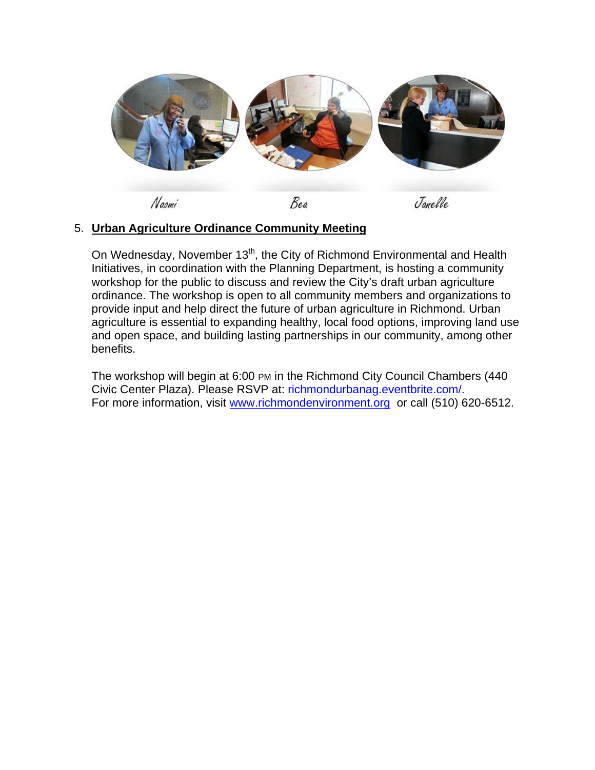Naomi Bea Janelle

5. **Urban Agriculture Ordinance Community Meeting**

On Wednesday, November 13th, the City of Richmond Environmental and Health Initiatives, in coordination with the Planning Department, is hosting a community workshop for the public to discuss and review the City's draft urban agriculture ordinance. The workshop is open to all community members and organizations to provide input and help direct the future of urban agriculture in Richmond. Urban agriculture is essential to expanding healthy, local food options, improving land use and open space, and building lasting partnerships in our community, among other benefits.

The workshop will begin at 6:00 PM in the Richmond City Council Chambers (440 Civic Center Plaza). Please RSVP at: richmondurbanag.eventbrite.com/.
For more information, visit www.richmondenvironment.org or call (510) 620-6512.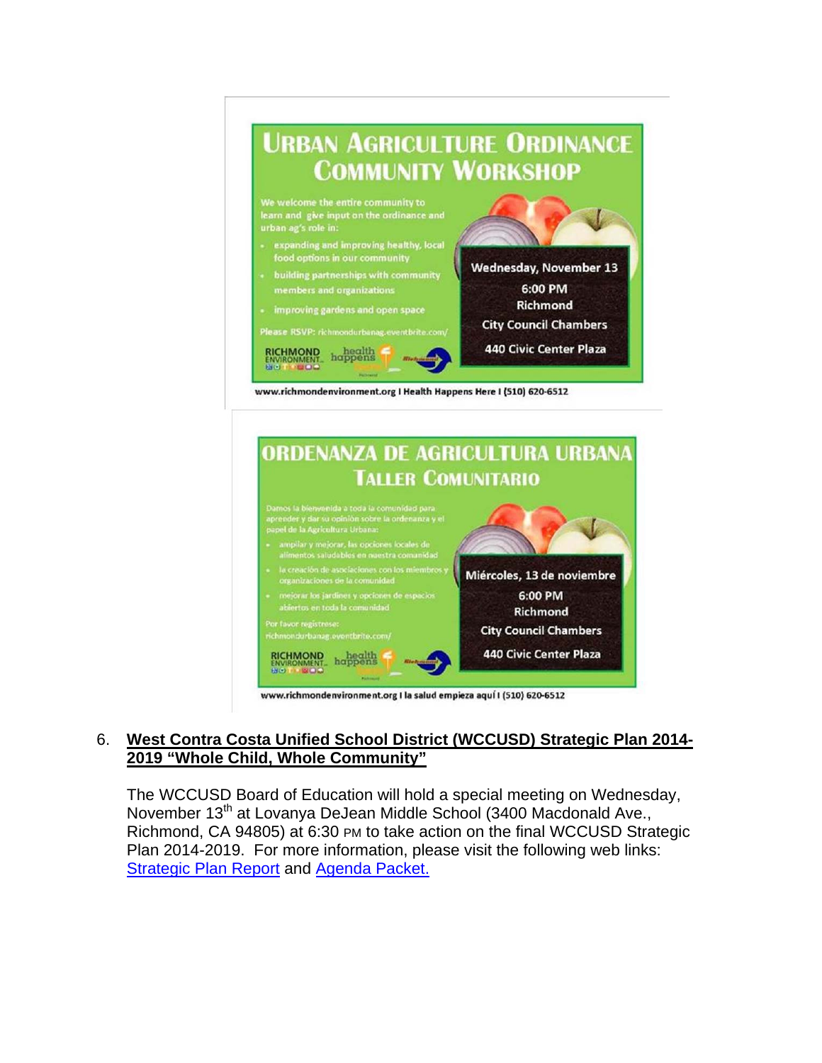# Urban Agriculture Ordinance Community Workshop

We welcome the entire community to learn and give input on the ordinance and urban ag's role in:

- expanding and improving healthy, local food options in our community
- building partnerships with community members and organizations
- improving gardens and open space

Please RSVP: richmondurbanag.eventbrite.com/

Wednesday, November 13
6:00 PM
Richmond
City Council Chambers
440 Civic Center Plaza

RICHMOND ENVIRONMENT health happens

www.richmondenvironment.org I Health Happens Here I (510) 620-6512

# Ordenanza de Agricultura Urbana Taller Comunitario

Damos la bienvenida a toda la comunidad para aprender y dar su opinión sobre la ordenanza y el papel de la Agricultura Urbana:

- ampliar y mejorar, las opciones locales de alimentos saludables en nuestra comunidad
- la creación de asociaciones con los miembros y organizaciones de la comunidad
- mejorar los jardines y opciones de espacios abiertos en toda la comunidad

Por favor registrese: richmondurbanag.eventbrite.com/

Miércoles, 13 de noviembre
6:00 PM
Richmond
City Council Chambers
440 Civic Center Plaza

RICHMOND ENVIRONMENT health happens

www.richmondenvironment.org I la salud empieza aquí I (510) 620-6512

6. **West Contra Costa Unified School District (WCCUSD) Strategic Plan 2014-2019 "Whole Child, Whole Community"**

   The WCCUSD Board of Education will hold a special meeting on Wednesday, November 13th at Lovanya DeJean Middle School (3400 Macdonald Ave., Richmond, CA 94805) at 6:30 PM to take action on the final WCCUSD Strategic Plan 2014-2019. For more information, please visit the following web links: Strategic Plan Report and Agenda Packet.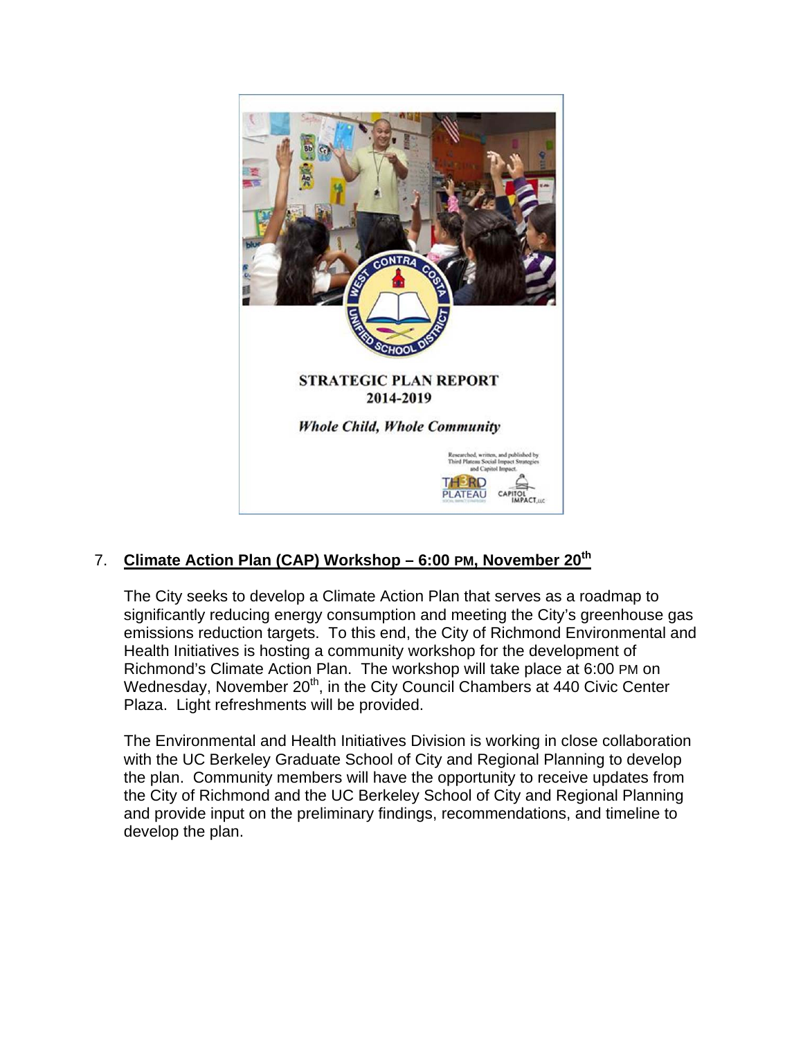7. **Climate Action Plan (CAP) Workshop – 6:00 PM, November 20th**

   The City seeks to develop a Climate Action Plan that serves as a roadmap to significantly reducing energy consumption and meeting the City's greenhouse gas emissions reduction targets. To this end, the City of Richmond Environmental and Health Initiatives is hosting a community workshop for the development of Richmond's Climate Action Plan. The workshop will take place at 6:00 PM on Wednesday, November 20th, in the City Council Chambers at 440 Civic Center Plaza. Light refreshments will be provided.

   The Environmental and Health Initiatives Division is working in close collaboration with the UC Berkeley Graduate School of City and Regional Planning to develop the plan. Community members will have the opportunity to receive updates from the City of Richmond and the UC Berkeley School of City and Regional Planning and provide input on the preliminary findings, recommendations, and timeline to develop the plan.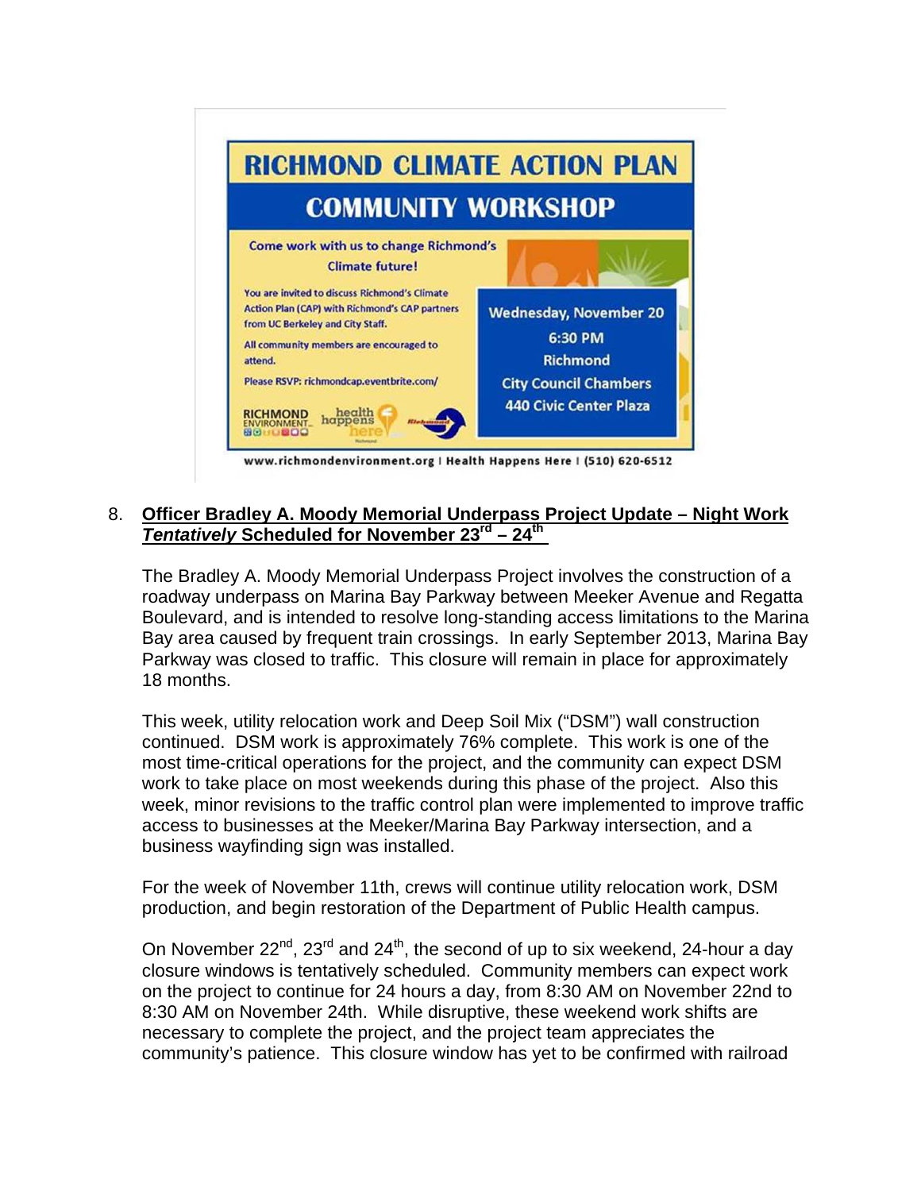**RICHMOND CLIMATE ACTION PLAN**

**COMMUNITY WORKSHOP**

Come work with us to change Richmond's Climate future!

You are invited to discuss Richmond's Climate Action Plan (CAP) with Richmond's CAP partners from UC Berkeley and City Staff.

All community members are encouraged to attend.

Please RSVP: richmondcap.eventbrite.com/

Wednesday, November 20
6:30 PM
Richmond
City Council Chambers
440 Civic Center Plaza

www.richmondenvironment.org | Health Happens Here | (510) 620-6512

8. **Officer Bradley A. Moody Memorial Underpass Project Update – Night Work *Tentatively* Scheduled for November 23rd – 24th**

The Bradley A. Moody Memorial Underpass Project involves the construction of a roadway underpass on Marina Bay Parkway between Meeker Avenue and Regatta Boulevard, and is intended to resolve long-standing access limitations to the Marina Bay area caused by frequent train crossings. In early September 2013, Marina Bay Parkway was closed to traffic. This closure will remain in place for approximately 18 months.

This week, utility relocation work and Deep Soil Mix ("DSM") wall construction continued. DSM work is approximately 76% complete. This work is one of the most time-critical operations for the project, and the community can expect DSM work to take place on most weekends during this phase of the project. Also this week, minor revisions to the traffic control plan were implemented to improve traffic access to businesses at the Meeker/Marina Bay Parkway intersection, and a business wayfinding sign was installed.

For the week of November 11th, crews will continue utility relocation work, DSM production, and begin restoration of the Department of Public Health campus.

On November 22nd, 23rd and 24th, the second of up to six weekend, 24-hour a day closure windows is tentatively scheduled. Community members can expect work on the project to continue for 24 hours a day, from 8:30 AM on November 22nd to 8:30 AM on November 24th. While disruptive, these weekend work shifts are necessary to complete the project, and the project team appreciates the community's patience. This closure window has yet to be confirmed with railroad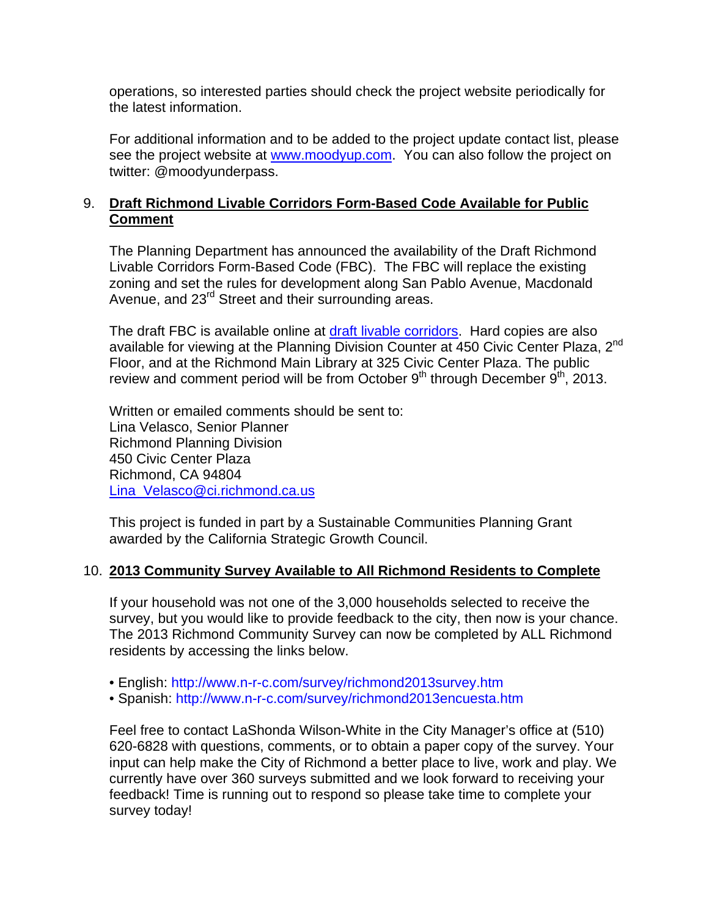operations, so interested parties should check the project website periodically for the latest information.

For additional information and to be added to the project update contact list, please see the project website at [www.moodyup.com](www.moodyup.com). You can also follow the project on twitter: @moodyunderpass.

9. **Draft Richmond Livable Corridors Form-Based Code Available for Public Comment**

   The Planning Department has announced the availability of the Draft Richmond Livable Corridors Form-Based Code (FBC). The FBC will replace the existing zoning and set the rules for development along San Pablo Avenue, Macdonald Avenue, and 23rd Street and their surrounding areas.

   The draft FBC is available online at draft livable corridors. Hard copies are also available for viewing at the Planning Division Counter at 450 Civic Center Plaza, 2nd Floor, and at the Richmond Main Library at 325 Civic Center Plaza. The public review and comment period will be from October 9th through December 9th, 2013.

   Written or emailed comments should be sent to:
   Lina Velasco, Senior Planner
   Richmond Planning Division
   450 Civic Center Plaza
   Richmond, CA 94804
   Lina_Velasco@ci.richmond.ca.us

   This project is funded in part by a Sustainable Communities Planning Grant awarded by the California Strategic Growth Council.

10. **2013 Community Survey Available to All Richmond Residents to Complete**

    If your household was not one of the 3,000 households selected to receive the survey, but you would like to provide feedback to the city, then now is your chance. The 2013 Richmond Community Survey can now be completed by ALL Richmond residents by accessing the links below.

    - English: http://www.n-r-c.com/survey/richmond2013survey.htm
    - Spanish: http://www.n-r-c.com/survey/richmond2013encuesta.htm

    Feel free to contact LaShonda Wilson-White in the City Manager's office at (510) 620-6828 with questions, comments, or to obtain a paper copy of the survey. Your input can help make the City of Richmond a better place to live, work and play. We currently have over 360 surveys submitted and we look forward to receiving your feedback! Time is running out to respond so please take time to complete your survey today!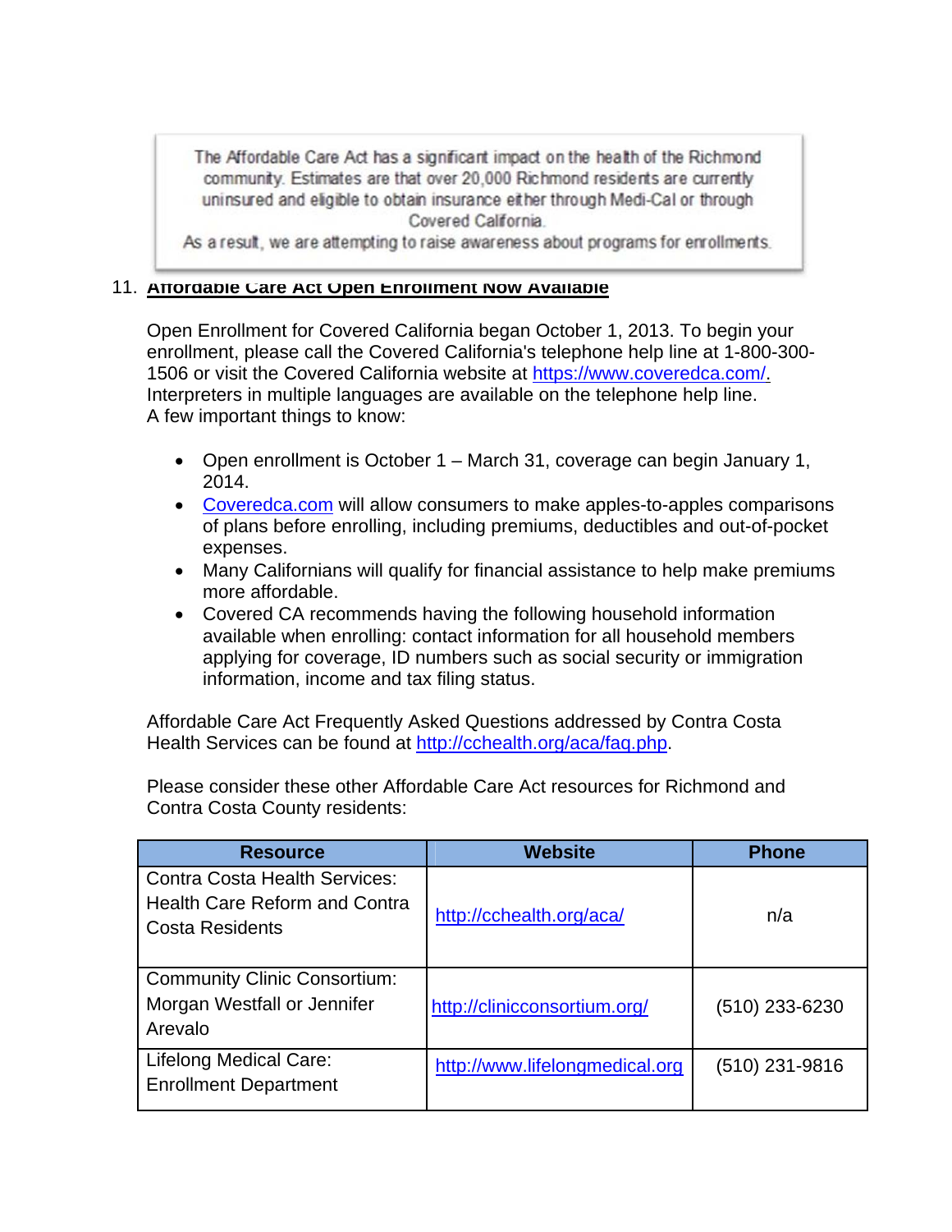> The Affordable Care Act has a significant impact on the health of the Richmond community. Estimates are that over 20,000 Richmond residents are currently uninsured and eligible to obtain insurance either through Medi-Cal or through Covered California.
> As a result, we are attempting to raise awareness about programs for enrollments.

## 11. Affordable Care Act Open Enrollment Now Available

Open Enrollment for Covered California began October 1, 2013. To begin your enrollment, please call the Covered California's telephone help line at 1-800-300-1506 or visit the Covered California website at https://www.coveredca.com/. Interpreters in multiple languages are available on the telephone help line. A few important things to know:

- Open enrollment is October 1 – March 31, coverage can begin January 1, 2014.
- Coveredca.com will allow consumers to make apples-to-apples comparisons of plans before enrolling, including premiums, deductibles and out-of-pocket expenses.
- Many Californians will qualify for financial assistance to help make premiums more affordable.
- Covered CA recommends having the following household information available when enrolling: contact information for all household members applying for coverage, ID numbers such as social security or immigration information, income and tax filing status.

Affordable Care Act Frequently Asked Questions addressed by Contra Costa Health Services can be found at http://cchealth.org/aca/faq.php.

Please consider these other Affordable Care Act resources for Richmond and Contra Costa County residents:

| Resource | Website | Phone |
|---|---|---|
| Contra Costa Health Services: Health Care Reform and Contra Costa Residents | http://cchealth.org/aca/ | n/a |
| Community Clinic Consortium: Morgan Westfall or Jennifer Arevalo | http://clinicconsortium.org/ | (510) 233-6230 |
| Lifelong Medical Care: Enrollment Department | http://www.lifelongmedical.org | (510) 231-9816 |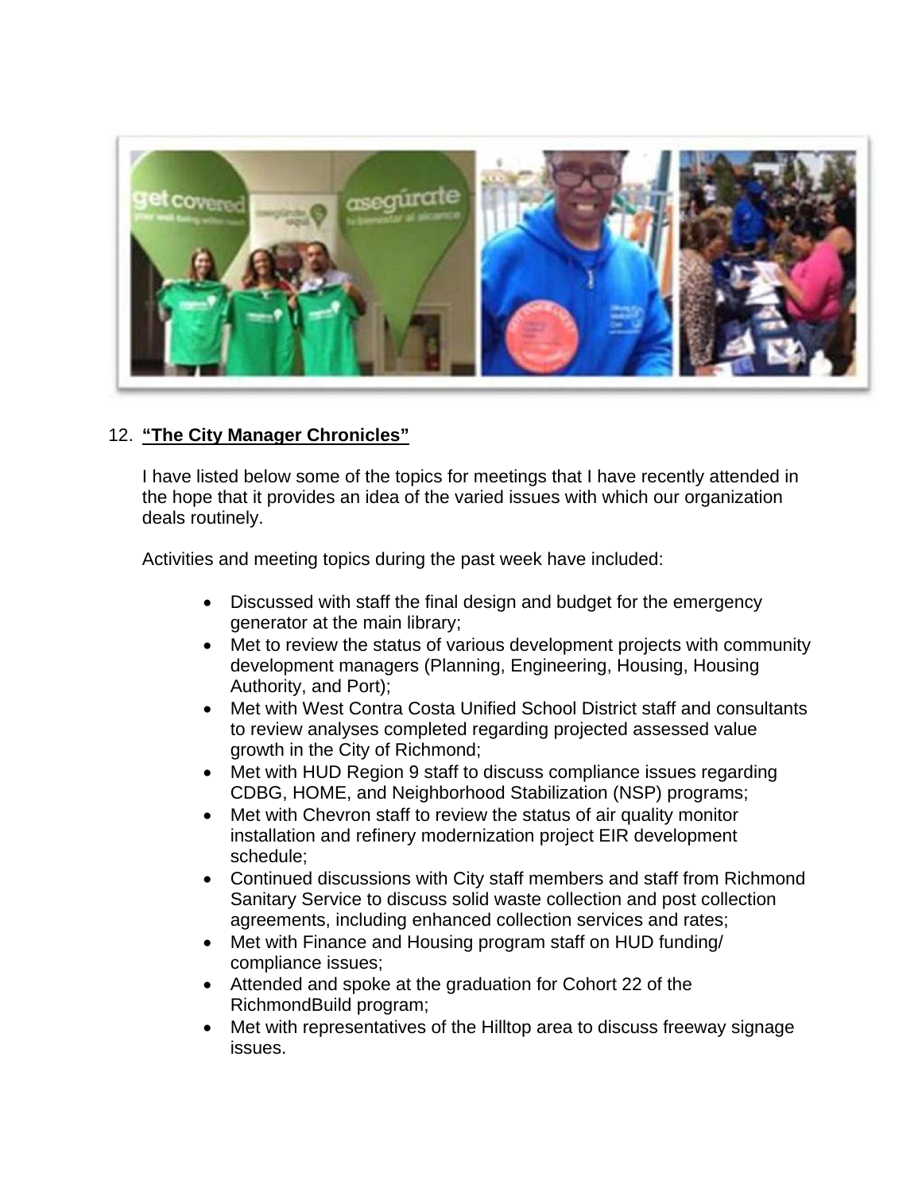12. **"The City Manager Chronicles"**

I have listed below some of the topics for meetings that I have recently attended in the hope that it provides an idea of the varied issues with which our organization deals routinely.

Activities and meeting topics during the past week have included:

- Discussed with staff the final design and budget for the emergency generator at the main library;
- Met to review the status of various development projects with community development managers (Planning, Engineering, Housing, Housing Authority, and Port);
- Met with West Contra Costa Unified School District staff and consultants to review analyses completed regarding projected assessed value growth in the City of Richmond;
- Met with HUD Region 9 staff to discuss compliance issues regarding CDBG, HOME, and Neighborhood Stabilization (NSP) programs;
- Met with Chevron staff to review the status of air quality monitor installation and refinery modernization project EIR development schedule;
- Continued discussions with City staff members and staff from Richmond Sanitary Service to discuss solid waste collection and post collection agreements, including enhanced collection services and rates;
- Met with Finance and Housing program staff on HUD funding/ compliance issues;
- Attended and spoke at the graduation for Cohort 22 of the RichmondBuild program;
- Met with representatives of the Hilltop area to discuss freeway signage issues.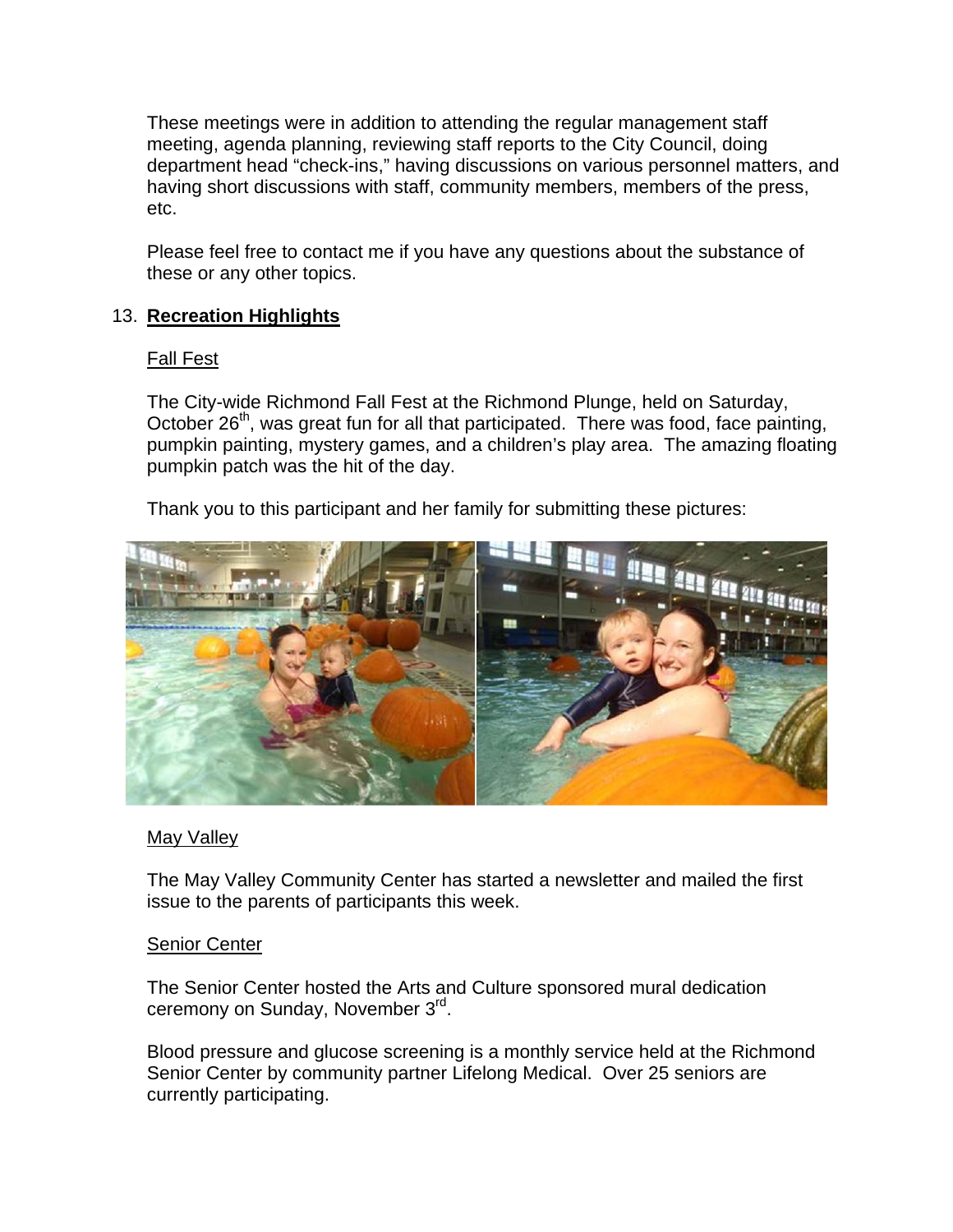These meetings were in addition to attending the regular management staff meeting, agenda planning, reviewing staff reports to the City Council, doing department head "check-ins," having discussions on various personnel matters, and having short discussions with staff, community members, members of the press, etc.

Please feel free to contact me if you have any questions about the substance of these or any other topics.

13. **Recreation Highlights**

Fall Fest

The City-wide Richmond Fall Fest at the Richmond Plunge, held on Saturday, October 26th, was great fun for all that participated. There was food, face painting, pumpkin painting, mystery games, and a children's play area. The amazing floating pumpkin patch was the hit of the day.

Thank you to this participant and her family for submitting these pictures:

May Valley

The May Valley Community Center has started a newsletter and mailed the first issue to the parents of participants this week.

Senior Center

The Senior Center hosted the Arts and Culture sponsored mural dedication ceremony on Sunday, November 3rd.

Blood pressure and glucose screening is a monthly service held at the Richmond Senior Center by community partner Lifelong Medical. Over 25 seniors are currently participating.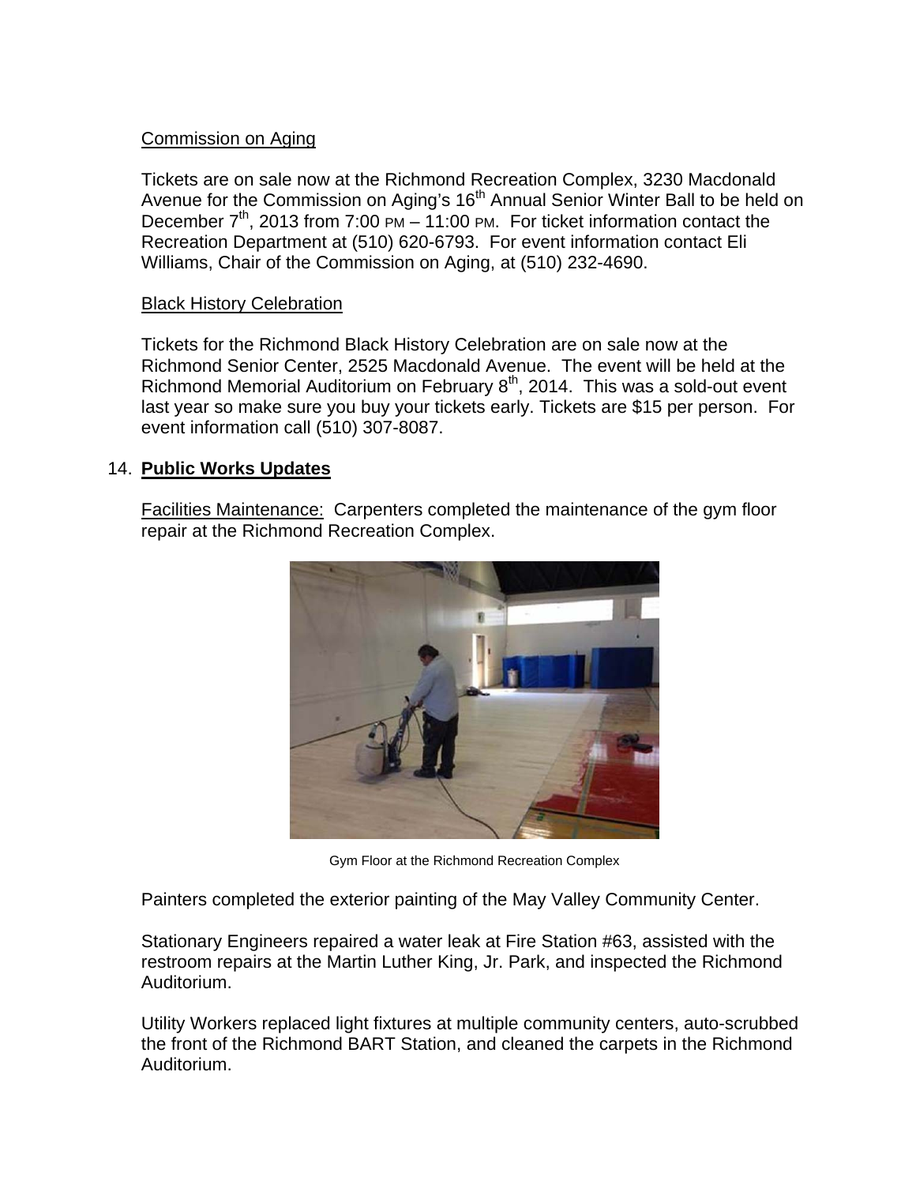Commission on Aging

Tickets are on sale now at the Richmond Recreation Complex, 3230 Macdonald Avenue for the Commission on Aging's 16th Annual Senior Winter Ball to be held on December 7th, 2013 from 7:00 PM – 11:00 PM. For ticket information contact the Recreation Department at (510) 620-6793. For event information contact Eli Williams, Chair of the Commission on Aging, at (510) 232-4690.

Black History Celebration

Tickets for the Richmond Black History Celebration are on sale now at the Richmond Senior Center, 2525 Macdonald Avenue. The event will be held at the Richmond Memorial Auditorium on February 8th, 2014. This was a sold-out event last year so make sure you buy your tickets early. Tickets are $15 per person. For event information call (510) 307-8087.

14. **Public Works Updates**

Facilities Maintenance: Carpenters completed the maintenance of the gym floor repair at the Richmond Recreation Complex.

Gym Floor at the Richmond Recreation Complex

Painters completed the exterior painting of the May Valley Community Center.

Stationary Engineers repaired a water leak at Fire Station #63, assisted with the restroom repairs at the Martin Luther King, Jr. Park, and inspected the Richmond Auditorium.

Utility Workers replaced light fixtures at multiple community centers, auto-scrubbed the front of the Richmond BART Station, and cleaned the carpets in the Richmond Auditorium.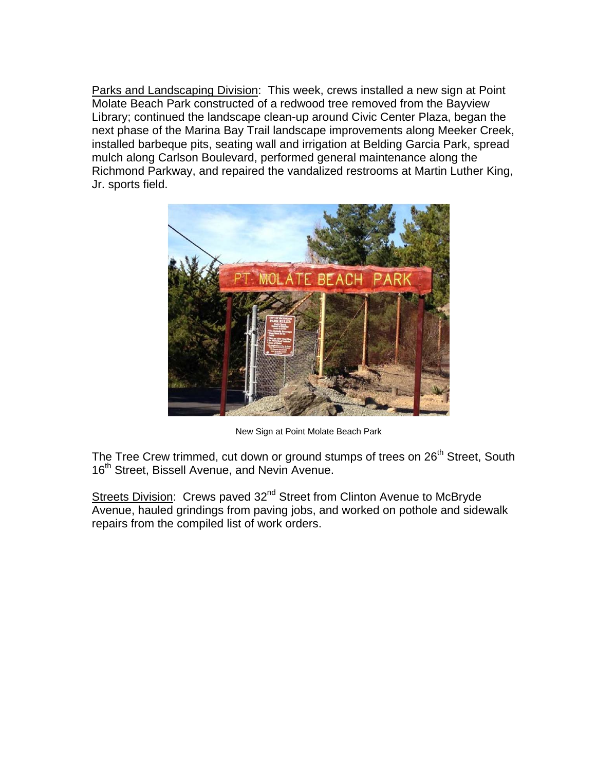Parks and Landscaping Division: This week, crews installed a new sign at Point Molate Beach Park constructed of a redwood tree removed from the Bayview Library; continued the landscape clean-up around Civic Center Plaza, began the next phase of the Marina Bay Trail landscape improvements along Meeker Creek, installed barbeque pits, seating wall and irrigation at Belding Garcia Park, spread mulch along Carlson Boulevard, performed general maintenance along the Richmond Parkway, and repaired the vandalized restrooms at Martin Luther King, Jr. sports field.

New Sign at Point Molate Beach Park

The Tree Crew trimmed, cut down or ground stumps of trees on 26th Street, South 16th Street, Bissell Avenue, and Nevin Avenue.

Streets Division: Crews paved 32nd Street from Clinton Avenue to McBryde Avenue, hauled grindings from paving jobs, and worked on pothole and sidewalk repairs from the compiled list of work orders.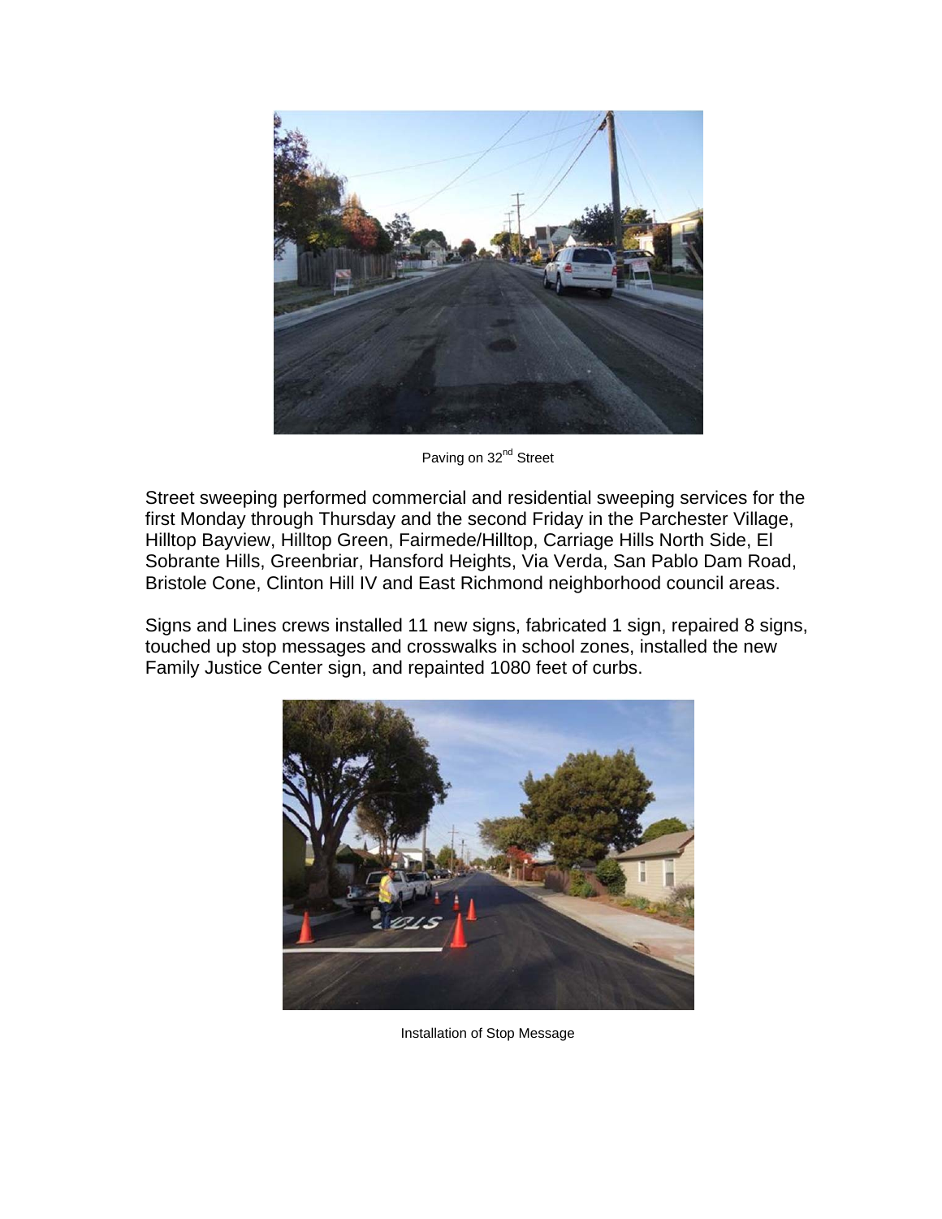Paving on 32nd Street

Street sweeping performed commercial and residential sweeping services for the first Monday through Thursday and the second Friday in the Parchester Village, Hilltop Bayview, Hilltop Green, Fairmede/Hilltop, Carriage Hills North Side, El Sobrante Hills, Greenbriar, Hansford Heights, Via Verda, San Pablo Dam Road, Bristole Cone, Clinton Hill IV and East Richmond neighborhood council areas.

Signs and Lines crews installed 11 new signs, fabricated 1 sign, repaired 8 signs, touched up stop messages and crosswalks in school zones, installed the new Family Justice Center sign, and repainted 1080 feet of curbs.

Installation of Stop Message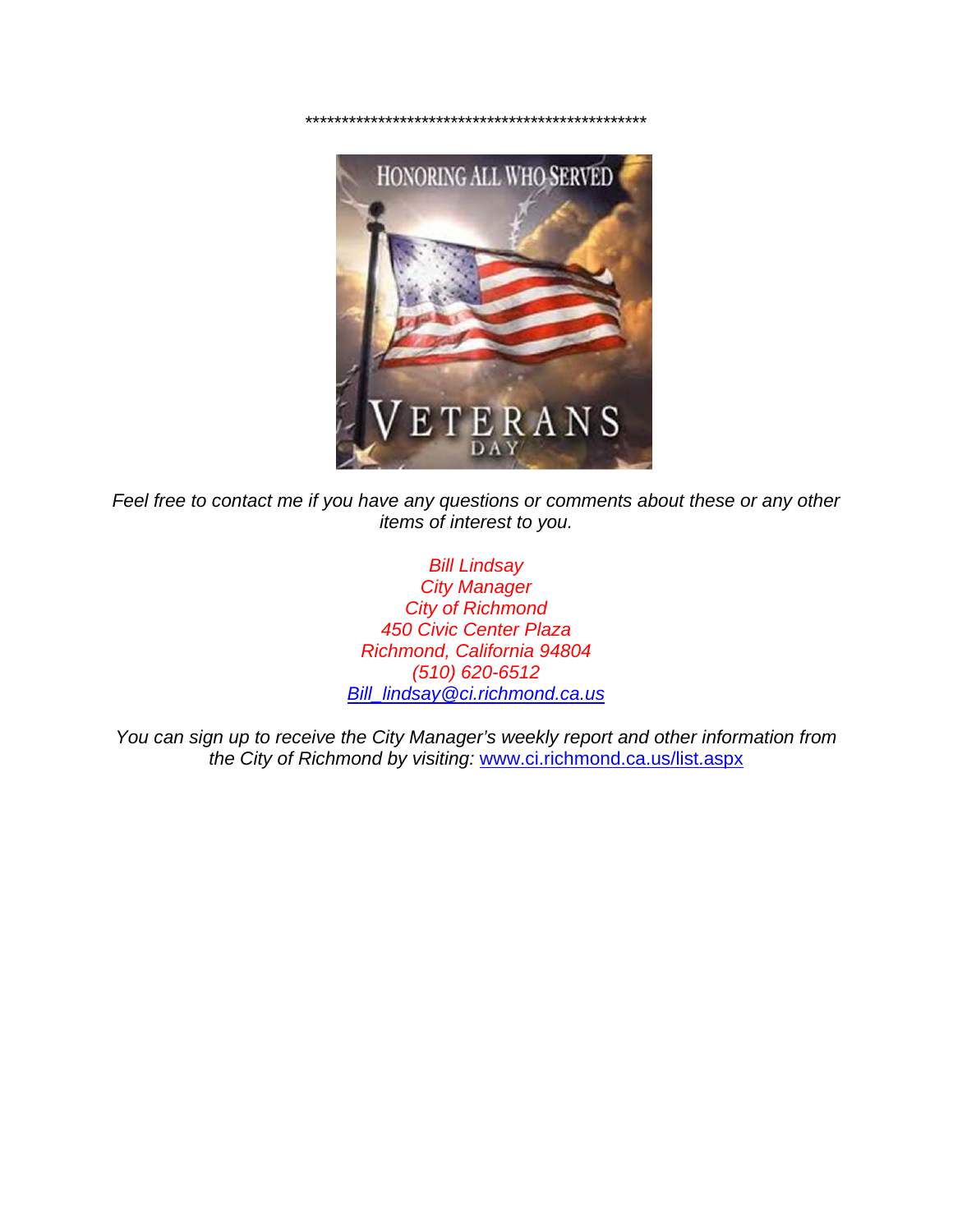************************************************

*Feel free to contact me if you have any questions or comments about these or any other items of interest to you.*

*Bill Lindsay*
*City Manager*
*City of Richmond*
*450 Civic Center Plaza*
*Richmond, California 94804*
*(510) 620-6512*
*Bill_lindsay@ci.richmond.ca.us*

*You can sign up to receive the City Manager's weekly report and other information from the City of Richmond by visiting:* www.ci.richmond.ca.us/list.aspx